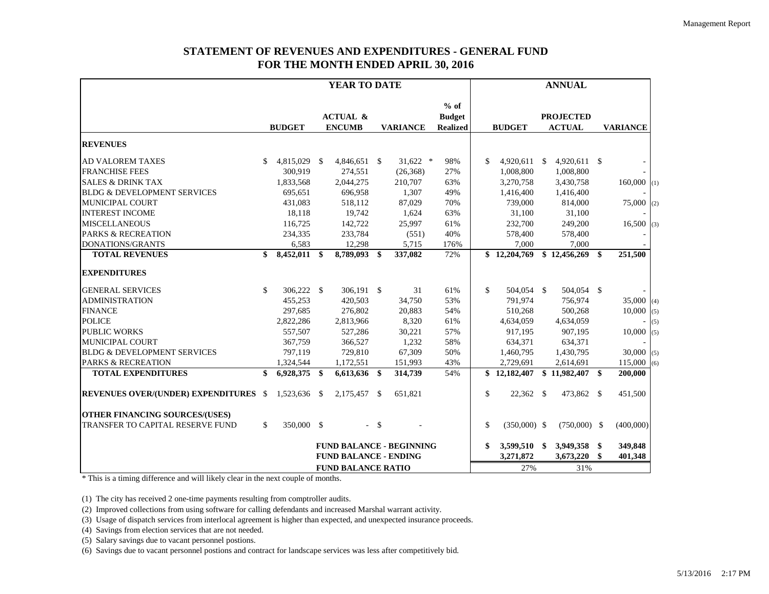# STATEMENT OF REVENUES AND EXPENDITURES - GENERAL FUND
## FOR THE MONTH ENDED APRIL 30, 2016

| | YEAR TO DATE | | | | ANNUAL | | | |
|---|---|---|---|---|---|---|---|---|
| | BUDGET | ACTUAL & ENCUMB | VARIANCE | % of Budget Realized | BUDGET | PROJECTED ACTUAL | VARIANCE | |
| **REVENUES** | | | | | | | | |
| AD VALOREM TAXES | $ 4,815,029 | $ 4,846,651 | $ 31,622 * | 98% | $ 4,920,611 | $ 4,920,611 | $ - | |
| FRANCHISE FEES | 300,919 | 274,551 | (26,368) | 27% | 1,008,800 | 1,008,800 | - | |
| SALES & DRINK TAX | 1,833,568 | 2,044,275 | 210,707 | 63% | 3,270,758 | 3,430,758 | 160,000 | (1) |
| BLDG & DEVELOPMENT SERVICES | 695,651 | 696,958 | 1,307 | 49% | 1,416,400 | 1,416,400 | - | |
| MUNICIPAL COURT | 431,083 | 518,112 | 87,029 | 70% | 739,000 | 814,000 | 75,000 | (2) |
| INTEREST INCOME | 18,118 | 19,742 | 1,624 | 63% | 31,100 | 31,100 | - | |
| MISCELLANEOUS | 116,725 | 142,722 | 25,997 | 61% | 232,700 | 249,200 | 16,500 | (3) |
| PARKS & RECREATION | 234,335 | 233,784 | (551) | 40% | 578,400 | 578,400 | - | |
| DONATIONS/GRANTS | 6,583 | 12,298 | 5,715 | 176% | 7,000 | 7,000 | - | |
| **TOTAL REVENUES** | **$ 8,452,011** | **$ 8,789,093** | **$ 337,082** | 72% | **$ 12,204,769** | **$ 12,456,269** | **$ 251,500** | |
| **EXPENDITURES** | | | | | | | | |
| GENERAL SERVICES | $ 306,222 | $ 306,191 | $ 31 | 61% | $ 504,054 | $ 504,054 | $ - | |
| ADMINISTRATION | 455,253 | 420,503 | 34,750 | 53% | 791,974 | 756,974 | 35,000 | (4) |
| FINANCE | 297,685 | 276,802 | 20,883 | 54% | 510,268 | 500,268 | 10,000 | (5) |
| POLICE | 2,822,286 | 2,813,966 | 8,320 | 61% | 4,634,059 | 4,634,059 | - | (5) |
| PUBLIC WORKS | 557,507 | 527,286 | 30,221 | 57% | 917,195 | 907,195 | 10,000 | (5) |
| MUNICIPAL COURT | 367,759 | 366,527 | 1,232 | 58% | 634,371 | 634,371 | - | |
| BLDG & DEVELOPMENT SERVICES | 797,119 | 729,810 | 67,309 | 50% | 1,460,795 | 1,430,795 | 30,000 | (5) |
| PARKS & RECREATION | 1,324,544 | 1,172,551 | 151,993 | 43% | 2,729,691 | 2,614,691 | 115,000 | (6) |
| **TOTAL EXPENDITURES** | **$ 6,928,375** | **$ 6,613,636** | **$ 314,739** | 54% | **$ 12,182,407** | **$ 11,982,407** | **$ 200,000** | |
| **REVENUES OVER/(UNDER) EXPENDITURES** | $ 1,523,636 | $ 2,175,457 | $ 651,821 | | $ 22,362 | $ 473,862 | $ 451,500 | |
| **OTHER FINANCING SOURCES/(USES)** | | | | | | | | |
| TRANSFER TO CAPITAL RESERVE FUND | $ 350,000 | $ - | $ - | | $ (350,000) | $ (750,000) | $ (400,000) | |
| | | **FUND BALANCE - BEGINNING** | | | **$ 3,599,510** | **$ 3,949,358** | **$ 349,848** | |
| | | **FUND BALANCE - ENDING** | | | **3,271,872** | **3,673,220** | **$ 401,348** | |
| | | **FUND BALANCE RATIO** | | | 27% | 31% | | |

* This is a timing difference and will likely clear in the next couple of months.

(1) The city has received 2 one-time payments resulting from comptroller audits.

(2) Improved collections from using software for calling defendants and increased Marshal warrant activity.

(3) Usage of dispatch services from interlocal agreement is higher than expected, and unexpected insurance proceeds.

(4) Savings from election services that are not needed.

(5) Salary savings due to vacant personnel postions.

(6) Savings due to vacant personnel postions and contract for landscape services was less after competitively bid.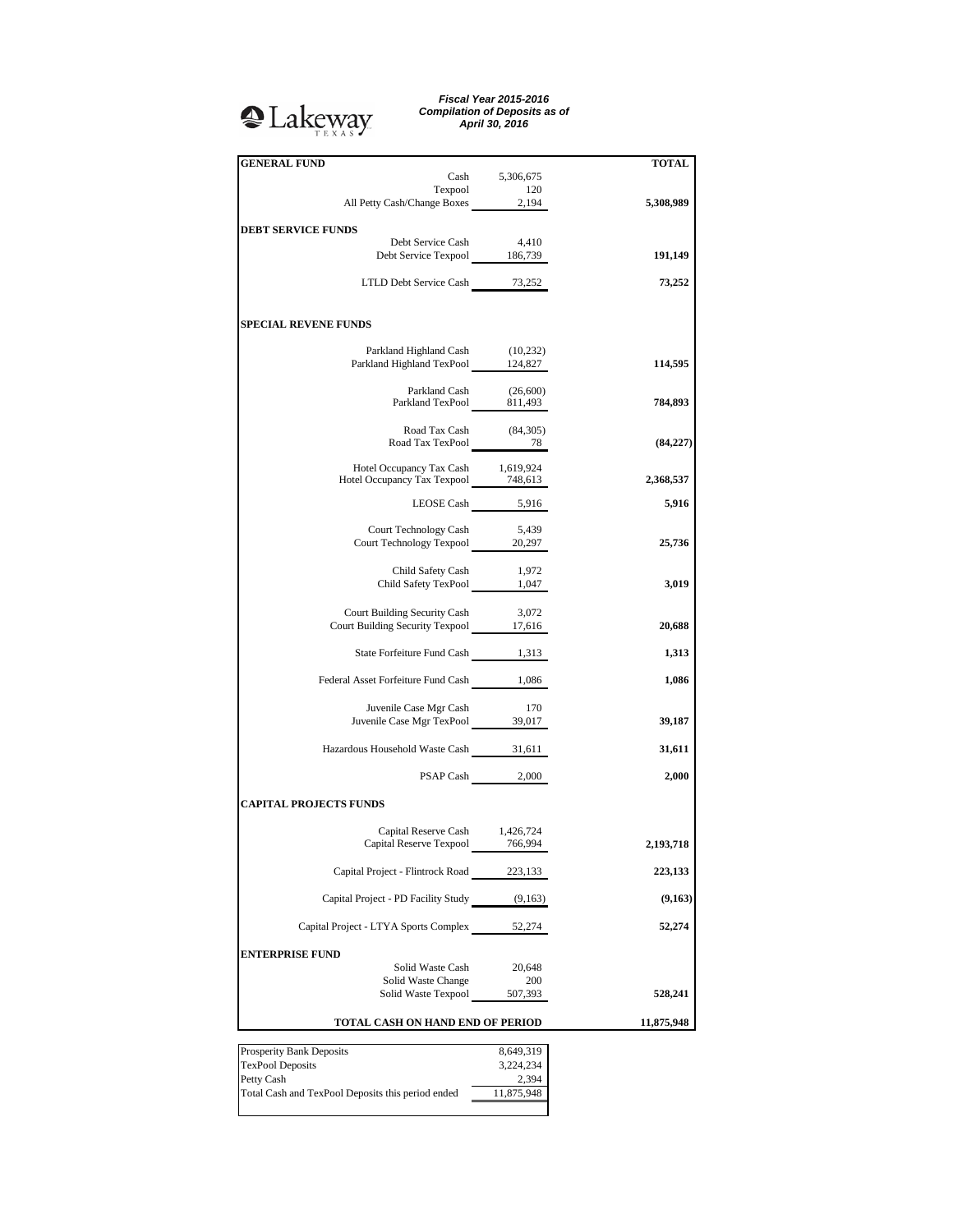Lakeway TEXAS

***Fiscal Year 2015-2016***
***Compilation of Deposits as of***
***April 30, 2016***

| GENERAL FUND | | TOTAL |
|---|---|---|
| Cash | 5,306,675 | |
| Texpool | 120 | |
| All Petty Cash/Change Boxes | 2,194 | **5,308,989** |
| **DEBT SERVICE FUNDS** | | |
| Debt Service Cash | 4,410 | |
| Debt Service Texpool | 186,739 | **191,149** |
| LTLD Debt Service Cash | 73,252 | **73,252** |
| **SPECIAL REVENE FUNDS** | | |
| Parkland Highland Cash | (10,232) | |
| Parkland Highland TexPool | 124,827 | **114,595** |
| Parkland Cash | (26,600) | |
| Parkland TexPool | 811,493 | **784,893** |
| Road Tax Cash | (84,305) | |
| Road Tax TexPool | 78 | **(84,227)** |
| Hotel Occupancy Tax Cash | 1,619,924 | |
| Hotel Occupancy Tax Texpool | 748,613 | **2,368,537** |
| LEOSE Cash | 5,916 | **5,916** |
| Court Technology Cash | 5,439 | |
| Court Technology Texpool | 20,297 | **25,736** |
| Child Safety Cash | 1,972 | |
| Child Safety TexPool | 1,047 | **3,019** |
| Court Building Security Cash | 3,072 | |
| Court Building Security Texpool | 17,616 | **20,688** |
| State Forfeiture Fund Cash | 1,313 | **1,313** |
| Federal Asset Forfeiture Fund Cash | 1,086 | **1,086** |
| Juvenile Case Mgr Cash | 170 | |
| Juvenile Case Mgr TexPool | 39,017 | **39,187** |
| Hazardous Household Waste Cash | 31,611 | **31,611** |
| PSAP Cash | 2,000 | **2,000** |
| **CAPITAL PROJECTS FUNDS** | | |
| Capital Reserve Cash | 1,426,724 | |
| Capital Reserve Texpool | 766,994 | **2,193,718** |
| Capital Project - Flintrock Road | 223,133 | **223,133** |
| Capital Project - PD Facility Study | (9,163) | **(9,163)** |
| Capital Project - LTYA Sports Complex | 52,274 | **52,274** |
| **ENTERPRISE FUND** | | |
| Solid Waste Cash | 20,648 | |
| Solid Waste Change | 200 | |
| Solid Waste Texpool | 507,393 | **528,241** |
| **TOTAL CASH ON HAND END OF PERIOD** | | **11,875,948** |

| | |
|---|---|
| Prosperity Bank Deposits | 8,649,319 |
| TexPool Deposits | 3,224,234 |
| Petty Cash | 2,394 |
| Total Cash and TexPool Deposits this period ended | 11,875,948 |